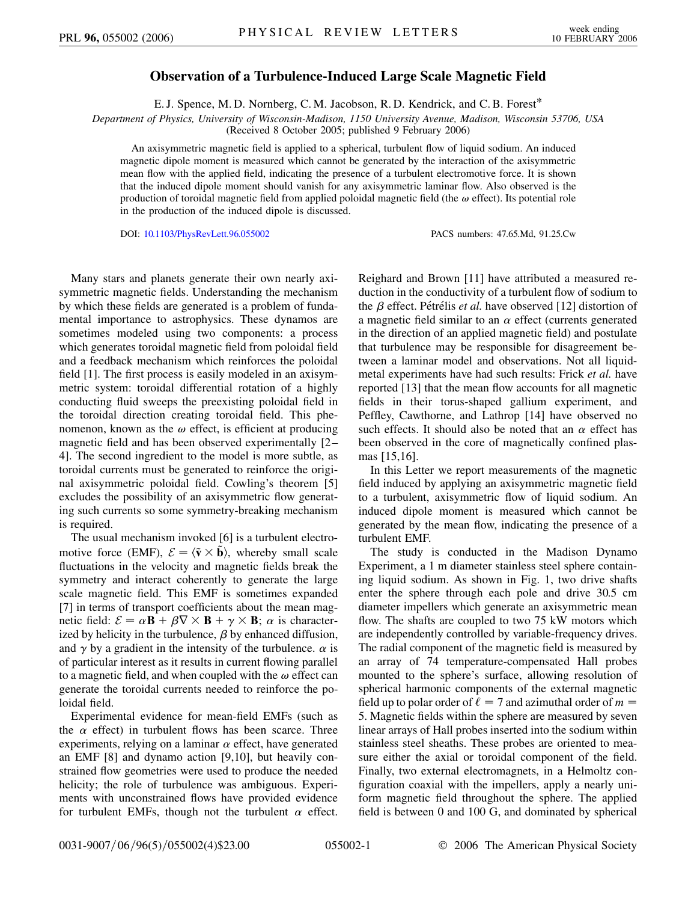# Observation of a Turbulence-Induced Large Scale Magnetic Field

E. J. Spence, M. D. Nornberg, C. M. Jacobson, R. D. Kendrick, and C. B. Forest*

*Department of Physics, University of Wisconsin-Madison, 1150 University Avenue, Madison, Wisconsin 53706, USA*
(Received 8 October 2005; published 9 February 2006)

An axisymmetric magnetic field is applied to a spherical, turbulent flow of liquid sodium. An induced magnetic dipole moment is measured which cannot be generated by the interaction of the axisymmetric mean flow with the applied field, indicating the presence of a turbulent electromotive force. It is shown that the induced dipole moment should vanish for any axisymmetric laminar flow. Also observed is the production of toroidal magnetic field from applied poloidal magnetic field (the $\omega$ effect). Its potential role in the production of the induced dipole is discussed.

DOI: 10.1103/PhysRevLett.96.055002 PACS numbers: 47.65.Md, 91.25.Cw

Many stars and planets generate their own nearly axisymmetric magnetic fields. Understanding the mechanism by which these fields are generated is a problem of fundamental importance to astrophysics. These dynamos are sometimes modeled using two components: a process which generates toroidal magnetic field from poloidal field and a feedback mechanism which reinforces the poloidal field [1]. The first process is easily modeled in an axisymmetric system: toroidal differential rotation of a highly conducting fluid sweeps the preexisting poloidal field in the toroidal direction creating toroidal field. This phenomenon, known as the $\omega$ effect, is efficient at producing magnetic field and has been observed experimentally [2–4]. The second ingredient to the model is more subtle, as toroidal currents must be generated to reinforce the original axisymmetric poloidal field. Cowling's theorem [5] excludes the possibility of an axisymmetric flow generating such currents so some symmetry-breaking mechanism is required.

The usual mechanism invoked [6] is a turbulent electromotive force (EMF), $\mathcal{E} = \langle \tilde{\mathbf{v}} \times \tilde{\mathbf{b}} \rangle$, whereby small scale fluctuations in the velocity and magnetic fields break the symmetry and interact coherently to generate the large scale magnetic field. This EMF is sometimes expanded [7] in terms of transport coefficients about the mean magnetic field: $\mathcal{E} = \alpha \mathbf{B} + \beta \nabla \times \mathbf{B} + \gamma \times \mathbf{B}$; $\alpha$ is characterized by helicity in the turbulence, $\beta$ by enhanced diffusion, and $\gamma$ by a gradient in the intensity of the turbulence. $\alpha$ is of particular interest as it results in current flowing parallel to a magnetic field, and when coupled with the $\omega$ effect can generate the toroidal currents needed to reinforce the poloidal field.

Experimental evidence for mean-field EMFs (such as the $\alpha$ effect) in turbulent flows has been scarce. Three experiments, relying on a laminar $\alpha$ effect, have generated an EMF [8] and dynamo action [9,10], but heavily constrained flow geometries were used to produce the needed helicity; the role of turbulence was ambiguous. Experiments with unconstrained flows have provided evidence for turbulent EMFs, though not the turbulent $\alpha$ effect. Reighard and Brown [11] have attributed a measured reduction in the conductivity of a turbulent flow of sodium to the $\beta$ effect. Pétrélis *et al.* have observed [12] distortion of a magnetic field similar to an $\alpha$ effect (currents generated in the direction of an applied magnetic field) and postulate that turbulence may be responsible for disagreement between a laminar model and observations. Not all liquid-metal experiments have had such results: Frick *et al.* have reported [13] that the mean flow accounts for all magnetic fields in their torus-shaped gallium experiment, and Peffley, Cawthorne, and Lathrop [14] have observed no such effects. It should also be noted that an $\alpha$ effect has been observed in the core of magnetically confined plasmas [15,16].

In this Letter we report measurements of the magnetic field induced by applying an axisymmetric magnetic field to a turbulent, axisymmetric flow of liquid sodium. An induced dipole moment is measured which cannot be generated by the mean flow, indicating the presence of a turbulent EMF.

The study is conducted in the Madison Dynamo Experiment, a 1 m diameter stainless steel sphere containing liquid sodium. As shown in Fig. 1, two drive shafts enter the sphere through each pole and drive 30.5 cm diameter impellers which generate an axisymmetric mean flow. The shafts are coupled to two 75 kW motors which are independently controlled by variable-frequency drives. The radial component of the magnetic field is measured by an array of 74 temperature-compensated Hall probes mounted to the sphere's surface, allowing resolution of spherical harmonic components of the external magnetic field up to polar order of $\ell = 7$ and azimuthal order of $m = 5$. Magnetic fields within the sphere are measured by seven linear arrays of Hall probes inserted into the sodium within stainless steel sheaths. These probes are oriented to measure either the axial or toroidal component of the field. Finally, two external electromagnets, in a Helmoltz configuration coaxial with the impellers, apply a nearly uniform magnetic field throughout the sphere. The applied field is between 0 and 100 G, and dominated by spherical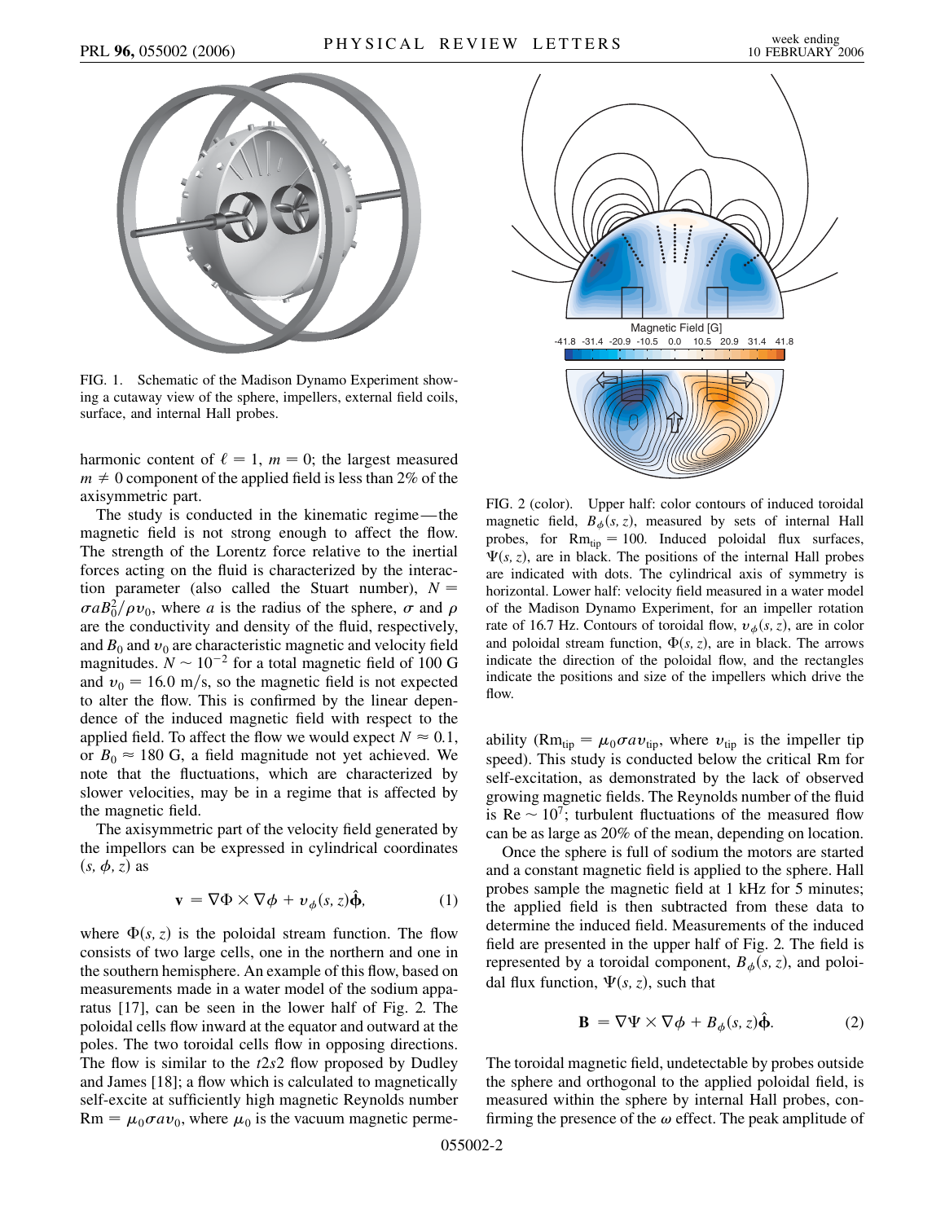FIG. 1. Schematic of the Madison Dynamo Experiment showing a cutaway view of the sphere, impellers, external field coils, surface, and internal Hall probes.

harmonic content of $\ell = 1$, $m = 0$; the largest measured $m \neq 0$ component of the applied field is less than 2% of the axisymmetric part.

The study is conducted in the kinematic regime—the magnetic field is not strong enough to affect the flow. The strength of the Lorentz force relative to the inertial forces acting on the fluid is characterized by the interaction parameter (also called the Stuart number), $N = \sigma a B_0^2/\rho v_0$, where $a$ is the radius of the sphere, $\sigma$ and $\rho$ are the conductivity and density of the fluid, respectively, and $B_0$ and $v_0$ are characteristic magnetic and velocity field magnitudes. $N \sim 10^{-2}$ for a total magnetic field of 100 G and $v_0 = 16.0$ m/s, so the magnetic field is not expected to alter the flow. This is confirmed by the linear dependence of the induced magnetic field with respect to the applied field. To affect the flow we would expect $N \approx 0.1$, or $B_0 \approx 180$ G, a field magnitude not yet achieved. We note that the fluctuations, which are characterized by slower velocities, may be in a regime that is affected by the magnetic field.

The axisymmetric part of the velocity field generated by the impellors can be expressed in cylindrical coordinates $(s, \phi, z)$ as

$$\mathbf{v} = \nabla\Phi \times \nabla\phi + v_\phi(s, z)\hat{\boldsymbol{\phi}}, \tag{1}$$

where $\Phi(s, z)$ is the poloidal stream function. The flow consists of two large cells, one in the northern and one in the southern hemisphere. An example of this flow, based on measurements made in a water model of the sodium apparatus [17], can be seen in the lower half of Fig. 2. The poloidal cells flow inward at the equator and outward at the poles. The two toroidal cells flow in opposing directions. The flow is similar to the $t2s2$ flow proposed by Dudley and James [18]; a flow which is calculated to magnetically self-excite at sufficiently high magnetic Reynolds number $\mathrm{Rm} = \mu_0\sigma a v_0$, where $\mu_0$ is the vacuum magnetic permeability ($\mathrm{Rm}_{\mathrm{tip}} = \mu_0\sigma a v_{\mathrm{tip}}$, where $v_{\mathrm{tip}}$ is the impeller tip speed). This study is conducted below the critical Rm for self-excitation, as demonstrated by the lack of observed growing magnetic fields. The Reynolds number of the fluid is $\mathrm{Re} \sim 10^7$; turbulent fluctuations of the measured flow can be as large as 20% of the mean, depending on location.

FIG. 2 (color). Upper half: color contours of induced toroidal magnetic field, $B_\phi(s, z)$, measured by sets of internal Hall probes, for $\mathrm{Rm}_{\mathrm{tip}} = 100$. Induced poloidal flux surfaces, $\Psi(s, z)$, are in black. The positions of the internal Hall probes are indicated with dots. The cylindrical axis of symmetry is horizontal. Lower half: velocity field measured in a water model of the Madison Dynamo Experiment, for an impeller rotation rate of 16.7 Hz. Contours of toroidal flow, $v_\phi(s, z)$, are in color and poloidal stream function, $\Phi(s, z)$, are in black. The arrows indicate the direction of the poloidal flow, and the rectangles indicate the positions and size of the impellers which drive the flow.

Once the sphere is full of sodium the motors are started and a constant magnetic field is applied to the sphere. Hall probes sample the magnetic field at 1 kHz for 5 minutes; the applied field is then subtracted from these data to determine the induced field. Measurements of the induced field are presented in the upper half of Fig. 2. The field is represented by a toroidal component, $B_\phi(s, z)$, and poloidal flux function, $\Psi(s, z)$, such that

$$\mathbf{B} = \nabla\Psi \times \nabla\phi + B_\phi(s, z)\hat{\boldsymbol{\phi}}. \tag{2}$$

The toroidal magnetic field, undetectable by probes outside the sphere and orthogonal to the applied poloidal field, is measured within the sphere by internal Hall probes, confirming the presence of the $\omega$ effect. The peak amplitude of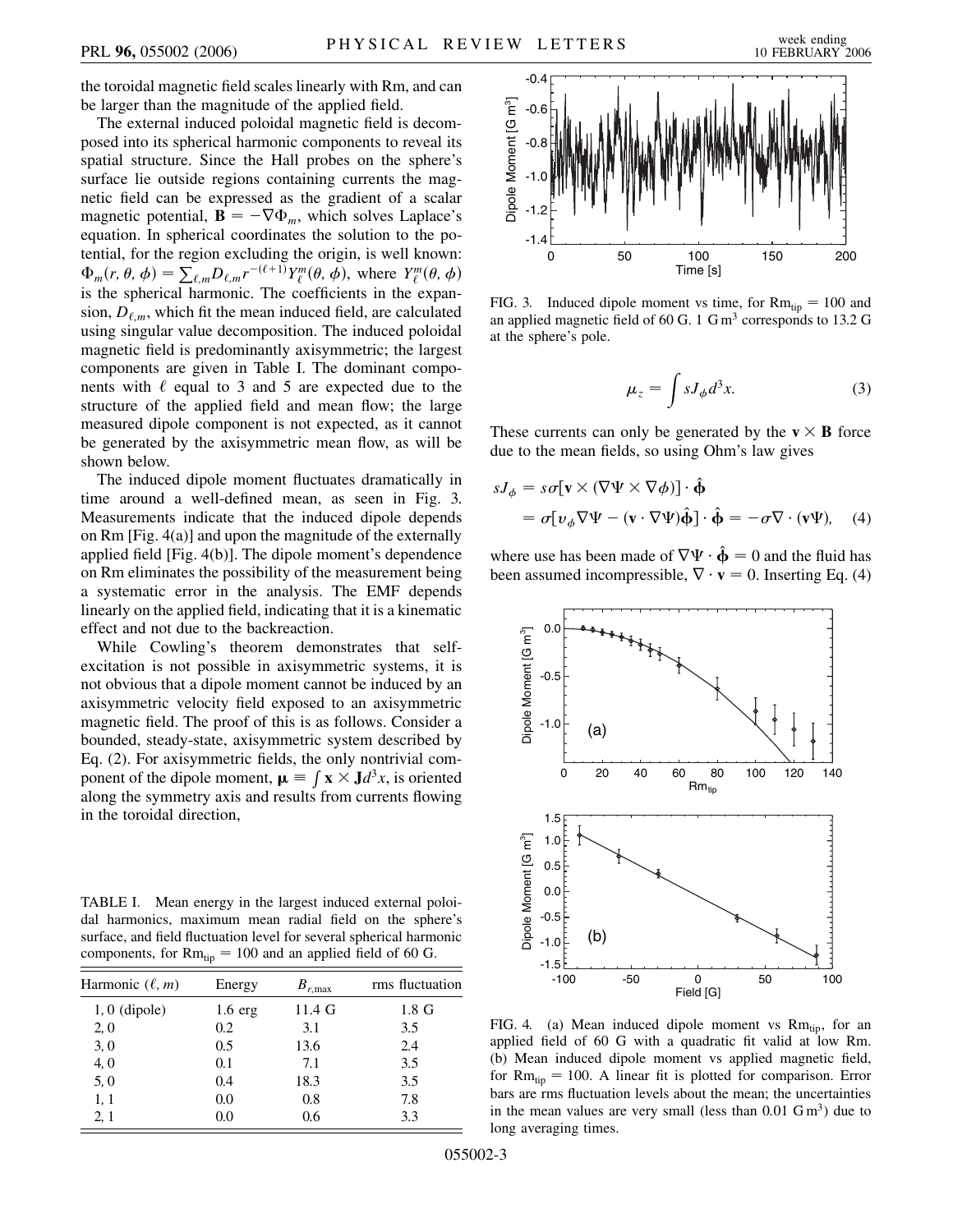the toroidal magnetic field scales linearly with Rm, and can be larger than the magnitude of the applied field.

The external induced poloidal magnetic field is decomposed into its spherical harmonic components to reveal its spatial structure. Since the Hall probes on the sphere's surface lie outside regions containing currents the magnetic field can be expressed as the gradient of a scalar magnetic potential, $\mathbf{B} = -\nabla\Phi_m$, which solves Laplace's equation. In spherical coordinates the solution to the potential, for the region excluding the origin, is well known: $\Phi_m(r, \theta, \phi) = \sum_{\ell,m} D_{\ell,m} r^{-(\ell+1)} Y_\ell^m(\theta, \phi)$, where $Y_\ell^m(\theta, \phi)$ is the spherical harmonic. The coefficients in the expansion, $D_{\ell,m}$, which fit the mean induced field, are calculated using singular value decomposition. The induced poloidal magnetic field is predominantly axisymmetric; the largest components are given in Table I. The dominant components with $\ell$ equal to 3 and 5 are expected due to the structure of the applied field and mean flow; the large measured dipole component is not expected, as it cannot be generated by the axisymmetric mean flow, as will be shown below.

The induced dipole moment fluctuates dramatically in time around a well-defined mean, as seen in Fig. 3. Measurements indicate that the induced dipole depends on Rm [Fig. 4(a)] and upon the magnitude of the externally applied field [Fig. 4(b)]. The dipole moment's dependence on Rm eliminates the possibility of the measurement being a systematic error in the analysis. The EMF depends linearly on the applied field, indicating that it is a kinematic effect and not due to the backreaction.

While Cowling's theorem demonstrates that self-excitation is not possible in axisymmetric systems, it is not obvious that a dipole moment cannot be induced by an axisymmetric velocity field exposed to an axisymmetric magnetic field. The proof of this is as follows. Consider a bounded, steady-state, axisymmetric system described by Eq. (2). For axisymmetric fields, the only nontrivial component of the dipole moment, $\boldsymbol{\mu} \equiv \int \mathbf{x} \times \mathbf{J} d^3x$, is oriented along the symmetry axis and results from currents flowing in the toroidal direction,

TABLE I. Mean energy in the largest induced external poloidal harmonics, maximum mean radial field on the sphere's surface, and field fluctuation level for several spherical harmonic components, for $\mathrm{Rm_{tip}} = 100$ and an applied field of 60 G.

| Harmonic $(\ell, m)$ | Energy | $B_{r,\max}$ | rms fluctuation |
|---|---|---|---|
| 1, 0 (dipole) | 1.6 erg | 11.4 G | 1.8 G |
| 2, 0 | 0.2 | 3.1 | 3.5 |
| 3, 0 | 0.5 | 13.6 | 2.4 |
| 4, 0 | 0.1 | 7.1 | 3.5 |
| 5, 0 | 0.4 | 18.3 | 3.5 |
| 1, 1 | 0.0 | 0.8 | 7.8 |
| 2, 1 | 0.0 | 0.6 | 3.3 |

FIG. 3. Induced dipole moment vs time, for $\mathrm{Rm_{tip}} = 100$ and an applied magnetic field of 60 G. 1 $\mathrm{G\,m^3}$ corresponds to 13.2 G at the sphere's pole.

$$\mu_z = \int s J_\phi d^3x. \tag{3}$$

These currents can only be generated by the $\mathbf{v} \times \mathbf{B}$ force due to the mean fields, so using Ohm's law gives

$$\begin{aligned} sJ_\phi &= s\sigma[\mathbf{v} \times (\nabla\Psi \times \nabla\phi)] \cdot \hat{\boldsymbol{\phi}} \\ &= \sigma[v_\phi \nabla\Psi - (\mathbf{v} \cdot \nabla\Psi)\hat{\boldsymbol{\phi}}] \cdot \hat{\boldsymbol{\phi}} = -\sigma\nabla \cdot (\mathbf{v}\Psi), \end{aligned} \tag{4}$$

where use has been made of $\nabla\Psi \cdot \hat{\boldsymbol{\phi}} = 0$ and the fluid has been assumed incompressible, $\nabla \cdot \mathbf{v} = 0$. Inserting Eq. (4)

FIG. 4. (a) Mean induced dipole moment vs $\mathrm{Rm_{tip}}$, for an applied field of 60 G with a quadratic fit valid at low Rm. (b) Mean induced dipole moment vs applied magnetic field, for $\mathrm{Rm_{tip}} = 100$. A linear fit is plotted for comparison. Error bars are rms fluctuation levels about the mean; the uncertainties in the mean values are very small (less than 0.01 $\mathrm{G\,m^3}$) due to long averaging times.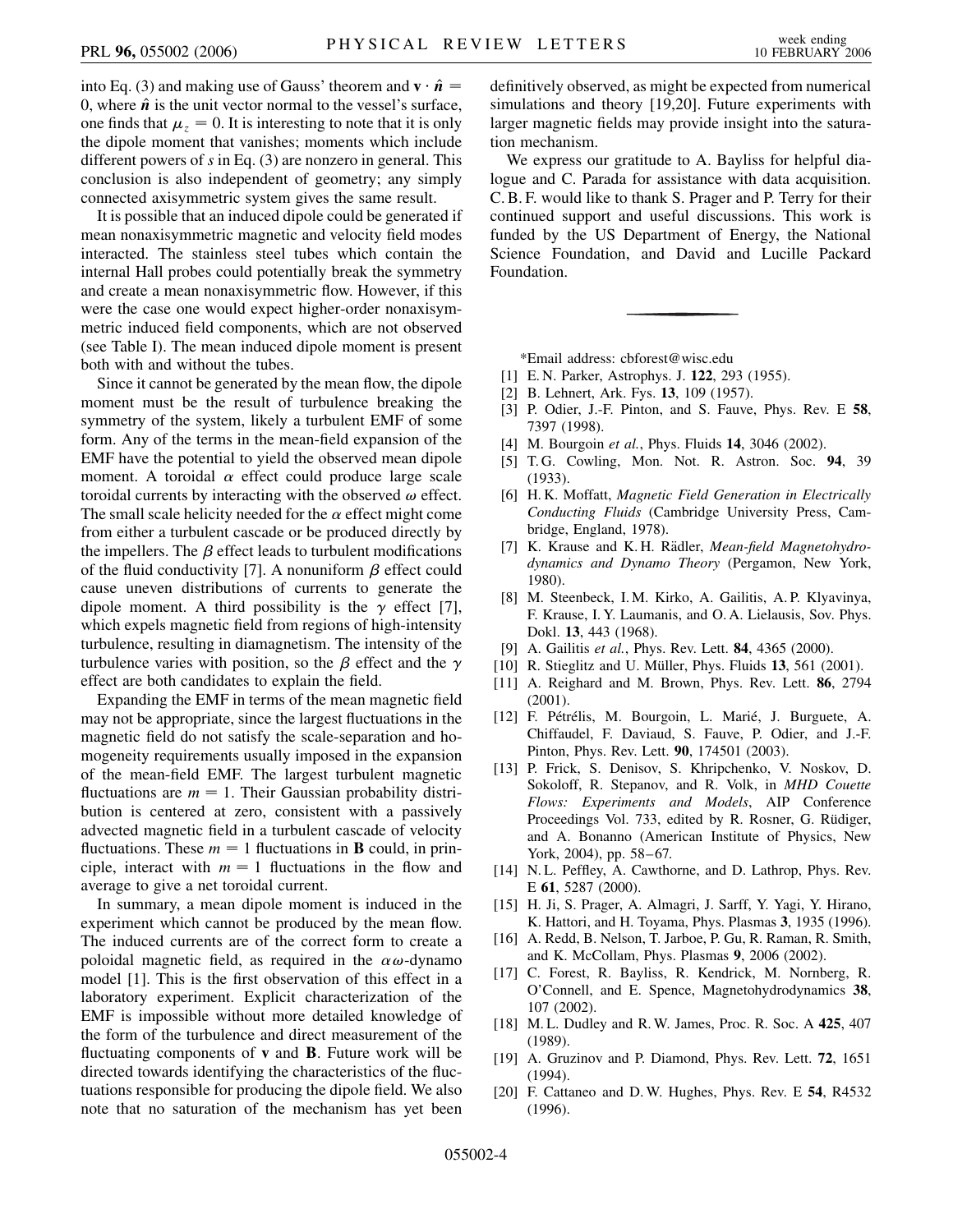into Eq. (3) and making use of Gauss' theorem and $\mathbf{v} \cdot \hat{\boldsymbol{n}} = 0$, where $\hat{\boldsymbol{n}}$ is the unit vector normal to the vessel's surface, one finds that $\mu_z = 0$. It is interesting to note that it is only the dipole moment that vanishes; moments which include different powers of $s$ in Eq. (3) are nonzero in general. This conclusion is also independent of geometry; any simply connected axisymmetric system gives the same result.

It is possible that an induced dipole could be generated if mean nonaxisymmetric magnetic and velocity field modes interacted. The stainless steel tubes which contain the internal Hall probes could potentially break the symmetry and create a mean nonaxisymmetric flow. However, if this were the case one would expect higher-order nonaxisymmetric induced field components, which are not observed (see Table I). The mean induced dipole moment is present both with and without the tubes.

Since it cannot be generated by the mean flow, the dipole moment must be the result of turbulence breaking the symmetry of the system, likely a turbulent EMF of some form. Any of the terms in the mean-field expansion of the EMF have the potential to yield the observed mean dipole moment. A toroidal $\alpha$ effect could produce large scale toroidal currents by interacting with the observed $\omega$ effect. The small scale helicity needed for the $\alpha$ effect might come from either a turbulent cascade or be produced directly by the impellers. The $\beta$ effect leads to turbulent modifications of the fluid conductivity [7]. A nonuniform $\beta$ effect could cause uneven distributions of currents to generate the dipole moment. A third possibility is the $\gamma$ effect [7], which expels magnetic field from regions of high-intensity turbulence, resulting in diamagnetism. The intensity of the turbulence varies with position, so the $\beta$ effect and the $\gamma$ effect are both candidates to explain the field.

Expanding the EMF in terms of the mean magnetic field may not be appropriate, since the largest fluctuations in the magnetic field do not satisfy the scale-separation and homogeneity requirements usually imposed in the expansion of the mean-field EMF. The largest turbulent magnetic fluctuations are $m = 1$. Their Gaussian probability distribution is centered at zero, consistent with a passively advected magnetic field in a turbulent cascade of velocity fluctuations. These $m = 1$ fluctuations in $\mathbf{B}$ could, in principle, interact with $m = 1$ fluctuations in the flow and average to give a net toroidal current.

In summary, a mean dipole moment is induced in the experiment which cannot be produced by the mean flow. The induced currents are of the correct form to create a poloidal magnetic field, as required in the $\alpha\omega$-dynamo model [1]. This is the first observation of this effect in a laboratory experiment. Explicit characterization of the EMF is impossible without more detailed knowledge of the form of the turbulence and direct measurement of the fluctuating components of $\mathbf{v}$ and $\mathbf{B}$. Future work will be directed towards identifying the characteristics of the fluctuations responsible for producing the dipole field. We also note that no saturation of the mechanism has yet been definitively observed, as might be expected from numerical simulations and theory [19,20]. Future experiments with larger magnetic fields may provide insight into the saturation mechanism.

We express our gratitude to A. Bayliss for helpful dialogue and C. Parada for assistance with data acquisition. C. B. F. would like to thank S. Prager and P. Terry for their continued support and useful discussions. This work is funded by the US Department of Energy, the National Science Foundation, and David and Lucille Packard Foundation.

---

*Email address: cbforest@wisc.edu

[1] E. N. Parker, Astrophys. J. **122**, 293 (1955).

[2] B. Lehnert, Ark. Fys. **13**, 109 (1957).

[3] P. Odier, J.-F. Pinton, and S. Fauve, Phys. Rev. E **58**, 7397 (1998).

[4] M. Bourgoin *et al.*, Phys. Fluids **14**, 3046 (2002).

[5] T. G. Cowling, Mon. Not. R. Astron. Soc. **94**, 39 (1933).

[6] H. K. Moffatt, *Magnetic Field Generation in Electrically Conducting Fluids* (Cambridge University Press, Cambridge, England, 1978).

[7] K. Krause and K. H. Rädler, *Mean-field Magnetohydrodynamics and Dynamo Theory* (Pergamon, New York, 1980).

[8] M. Steenbeck, I. M. Kirko, A. Gailitis, A. P. Klyavinya, F. Krause, I. Y. Laumanis, and O. A. Lielausis, Sov. Phys. Dokl. **13**, 443 (1968).

[9] A. Gailitis *et al.*, Phys. Rev. Lett. **84**, 4365 (2000).

[10] R. Stieglitz and U. Müller, Phys. Fluids **13**, 561 (2001).

[11] A. Reighard and M. Brown, Phys. Rev. Lett. **86**, 2794 (2001).

[12] F. Pétrélis, M. Bourgoin, L. Marié, J. Burguete, A. Chiffaudel, F. Daviaud, S. Fauve, P. Odier, and J.-F. Pinton, Phys. Rev. Lett. **90**, 174501 (2003).

[13] P. Frick, S. Denisov, S. Khripchenko, V. Noskov, D. Sokoloff, R. Stepanov, and R. Volk, in *MHD Couette Flows: Experiments and Models*, AIP Conference Proceedings Vol. 733, edited by R. Rosner, G. Rüdiger, and A. Bonanno (American Institute of Physics, New York, 2004), pp. 58–67.

[14] N. L. Peffley, A. Cawthorne, and D. Lathrop, Phys. Rev. E **61**, 5287 (2000).

[15] H. Ji, S. Prager, A. Almagri, J. Sarff, Y. Yagi, Y. Hirano, K. Hattori, and H. Toyama, Phys. Plasmas **3**, 1935 (1996).

[16] A. Redd, B. Nelson, T. Jarboe, P. Gu, R. Raman, R. Smith, and K. McCollam, Phys. Plasmas **9**, 2006 (2002).

[17] C. Forest, R. Bayliss, R. Kendrick, M. Nornberg, R. O'Connell, and E. Spence, Magnetohydrodynamics **38**, 107 (2002).

[18] M. L. Dudley and R. W. James, Proc. R. Soc. A **425**, 407 (1989).

[19] A. Gruzinov and P. Diamond, Phys. Rev. Lett. **72**, 1651 (1994).

[20] F. Cattaneo and D. W. Hughes, Phys. Rev. E **54**, R4532 (1996).